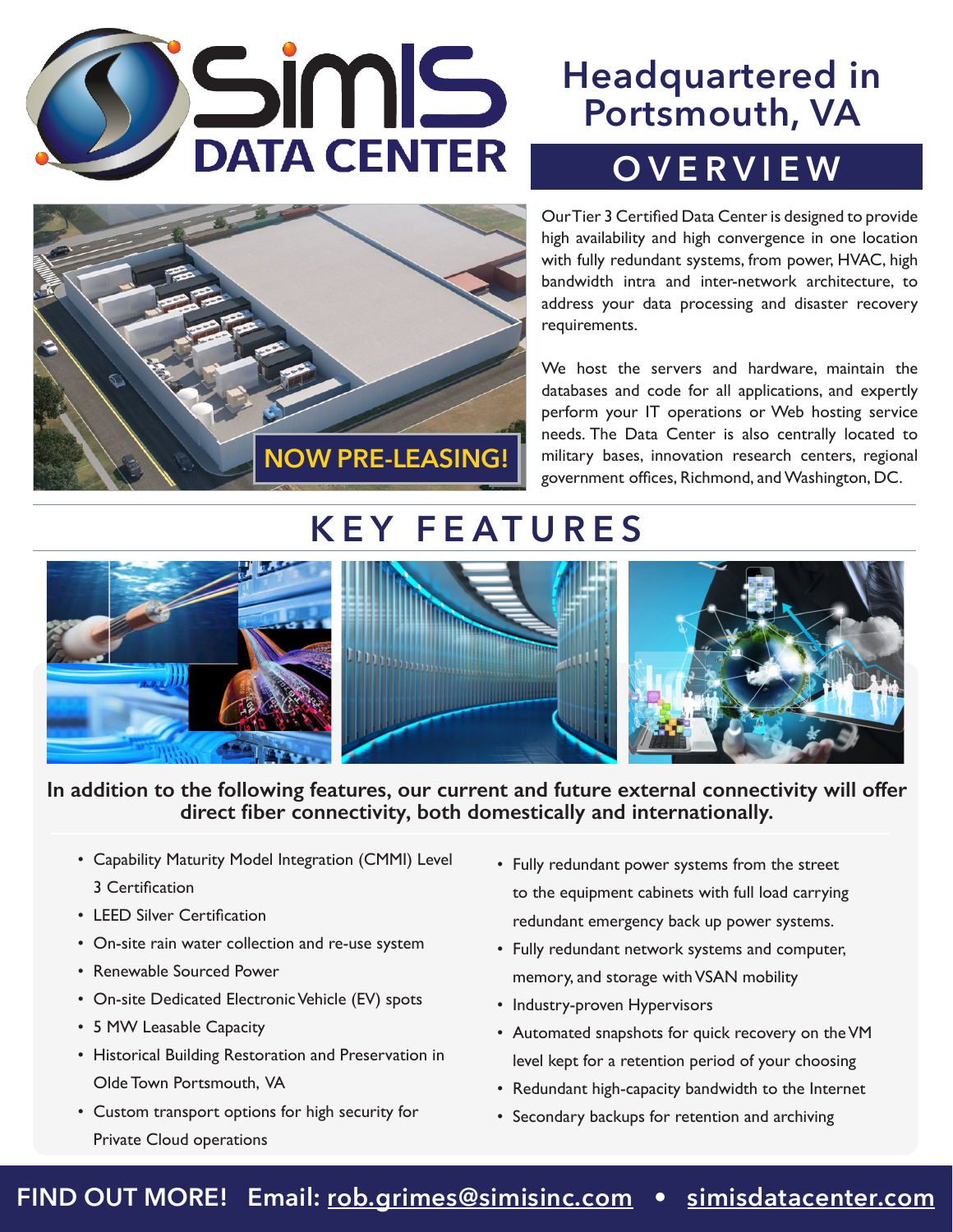# SimIS DATA CENTER

## Headquartered in Portsmouth, VA

## OVERVIEW

NOW PRE-LEASING!

Our Tier 3 Certified Data Center is designed to provide high availability and high convergence in one location with fully redundant systems, from power, HVAC, high bandwidth intra and inter-network architecture, to address your data processing and disaster recovery requirements.

We host the servers and hardware, maintain the databases and code for all applications, and expertly perform your IT operations or Web hosting service needs. The Data Center is also centrally located to military bases, innovation research centers, regional government offices, Richmond, and Washington, DC.

## KEY FEATURES

**In addition to the following features, our current and future external connectivity will offer direct fiber connectivity, both domestically and internationally.**

- Capability Maturity Model Integration (CMMI) Level 3 Certification
- LEED Silver Certification
- On-site rain water collection and re-use system
- Renewable Sourced Power
- On-site Dedicated Electronic Vehicle (EV) spots
- 5 MW Leasable Capacity
- Historical Building Restoration and Preservation in Olde Town Portsmouth, VA
- Custom transport options for high security for Private Cloud operations
- Fully redundant power systems from the street to the equipment cabinets with full load carrying redundant emergency back up power systems.
- Fully redundant network systems and computer, memory, and storage with VSAN mobility
- Industry-proven Hypervisors
- Automated snapshots for quick recovery on the VM level kept for a retention period of your choosing
- Redundant high-capacity bandwidth to the Internet
- Secondary backups for retention and archiving

**FIND OUT MORE! Email: rob.grimes@simisinc.com • simisdatacenter.com**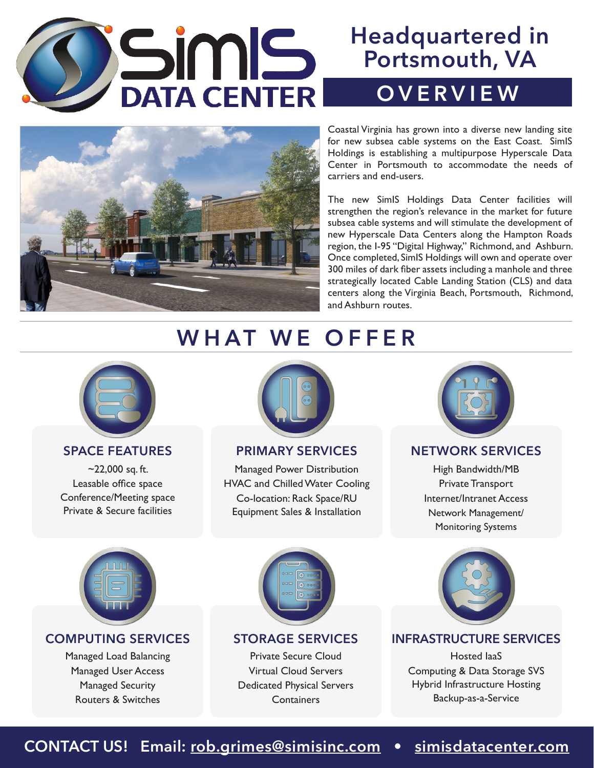# SimIS DATA CENTER

## Headquartered in Portsmouth, VA

## OVERVIEW

Coastal Virginia has grown into a diverse new landing site for new subsea cable systems on the East Coast. SimIS Holdings is establishing a multipurpose Hyperscale Data Center in Portsmouth to accommodate the needs of carriers and end-users.

The new SimIS Holdings Data Center facilities will strengthen the region's relevance in the market for future subsea cable systems and will stimulate the development of new Hyperscale Data Centers along the Hampton Roads region, the I-95 "Digital Highway," Richmond, and Ashburn. Once completed, SimIS Holdings will own and operate over 300 miles of dark fiber assets including a manhole and three strategically located Cable Landing Station (CLS) and data centers along the Virginia Beach, Portsmouth, Richmond, and Ashburn routes.

## WHAT WE OFFER

### SPACE FEATURES

~22,000 sq. ft.
Leasable office space
Conference/Meeting space
Private & Secure facilities

### PRIMARY SERVICES

Managed Power Distribution
HVAC and Chilled Water Cooling
Co-location: Rack Space/RU
Equipment Sales & Installation

### NETWORK SERVICES

High Bandwidth/MB
Private Transport
Internet/Intranet Access
Network Management/
Monitoring Systems

### COMPUTING SERVICES

Managed Load Balancing
Managed User Access
Managed Security
Routers & Switches

### STORAGE SERVICES

Private Secure Cloud
Virtual Cloud Servers
Dedicated Physical Servers
Containers

### INFRASTRUCTURE SERVICES

Hosted IaaS
Computing & Data Storage SVS
Hybrid Infrastructure Hosting
Backup-as-a-Service

**CONTACT US! Email: rob.grimes@simisinc.com • simisdatacenter.com**